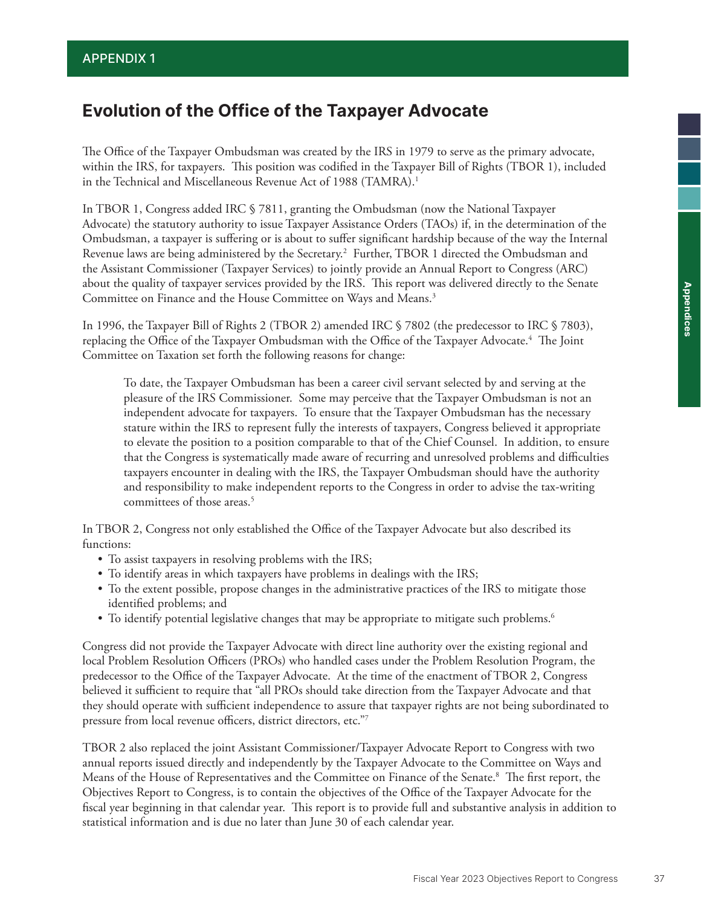## APPENDIX 1

# Evolution of the Office of the Taxpayer Advocate

The Office of the Taxpayer Ombudsman was created by the IRS in 1979 to serve as the primary advocate, within the IRS, for taxpayers. This position was codified in the Taxpayer Bill of Rights (TBOR 1), included in the Technical and Miscellaneous Revenue Act of 1988 (TAMRA).[1]

In TBOR 1, Congress added IRC § 7811, granting the Ombudsman (now the National Taxpayer Advocate) the statutory authority to issue Taxpayer Assistance Orders (TAOs) if, in the determination of the Ombudsman, a taxpayer is suffering or is about to suffer significant hardship because of the way the Internal Revenue laws are being administered by the Secretary.[2] Further, TBOR 1 directed the Ombudsman and the Assistant Commissioner (Taxpayer Services) to jointly provide an Annual Report to Congress (ARC) about the quality of taxpayer services provided by the IRS. This report was delivered directly to the Senate Committee on Finance and the House Committee on Ways and Means.[3]

In 1996, the Taxpayer Bill of Rights 2 (TBOR 2) amended IRC § 7802 (the predecessor to IRC § 7803), replacing the Office of the Taxpayer Ombudsman with the Office of the Taxpayer Advocate.[4] The Joint Committee on Taxation set forth the following reasons for change:

> To date, the Taxpayer Ombudsman has been a career civil servant selected by and serving at the pleasure of the IRS Commissioner. Some may perceive that the Taxpayer Ombudsman is not an independent advocate for taxpayers. To ensure that the Taxpayer Ombudsman has the necessary stature within the IRS to represent fully the interests of taxpayers, Congress believed it appropriate to elevate the position to a position comparable to that of the Chief Counsel. In addition, to ensure that the Congress is systematically made aware of recurring and unresolved problems and difficulties taxpayers encounter in dealing with the IRS, the Taxpayer Ombudsman should have the authority and responsibility to make independent reports to the Congress in order to advise the tax-writing committees of those areas.[5]

In TBOR 2, Congress not only established the Office of the Taxpayer Advocate but also described its functions:

- To assist taxpayers in resolving problems with the IRS;
- To identify areas in which taxpayers have problems in dealings with the IRS;
- To the extent possible, propose changes in the administrative practices of the IRS to mitigate those identified problems; and
- To identify potential legislative changes that may be appropriate to mitigate such problems.[6]

Congress did not provide the Taxpayer Advocate with direct line authority over the existing regional and local Problem Resolution Officers (PROs) who handled cases under the Problem Resolution Program, the predecessor to the Office of the Taxpayer Advocate. At the time of the enactment of TBOR 2, Congress believed it sufficient to require that "all PROs should take direction from the Taxpayer Advocate and that they should operate with sufficient independence to assure that taxpayer rights are not being subordinated to pressure from local revenue officers, district directors, etc."[7]

TBOR 2 also replaced the joint Assistant Commissioner/Taxpayer Advocate Report to Congress with two annual reports issued directly and independently by the Taxpayer Advocate to the Committee on Ways and Means of the House of Representatives and the Committee on Finance of the Senate.[8] The first report, the Objectives Report to Congress, is to contain the objectives of the Office of the Taxpayer Advocate for the fiscal year beginning in that calendar year. This report is to provide full and substantive analysis in addition to statistical information and is due no later than June 30 of each calendar year.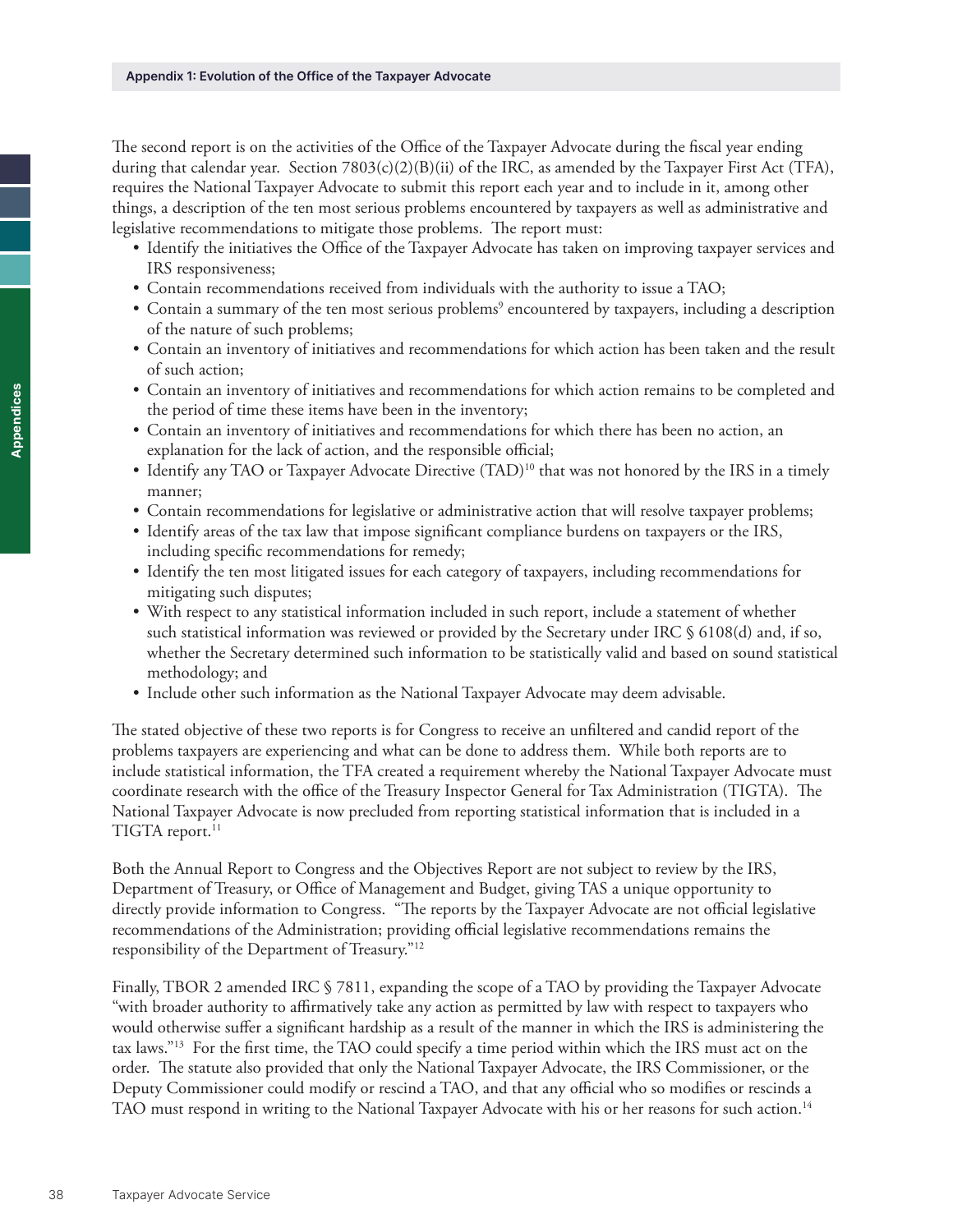The second report is on the activities of the Office of the Taxpayer Advocate during the fiscal year ending during that calendar year. Section 7803(c)(2)(B)(ii) of the IRC, as amended by the Taxpayer First Act (TFA), requires the National Taxpayer Advocate to submit this report each year and to include in it, among other things, a description of the ten most serious problems encountered by taxpayers as well as administrative and legislative recommendations to mitigate those problems. The report must:

- Identify the initiatives the Office of the Taxpayer Advocate has taken on improving taxpayer services and IRS responsiveness;
- Contain recommendations received from individuals with the authority to issue a TAO;
- Contain a summary of the ten most serious problems[9] encountered by taxpayers, including a description of the nature of such problems;
- Contain an inventory of initiatives and recommendations for which action has been taken and the result of such action;
- Contain an inventory of initiatives and recommendations for which action remains to be completed and the period of time these items have been in the inventory;
- Contain an inventory of initiatives and recommendations for which there has been no action, an explanation for the lack of action, and the responsible official;
- Identify any TAO or Taxpayer Advocate Directive (TAD)[10] that was not honored by the IRS in a timely manner;
- Contain recommendations for legislative or administrative action that will resolve taxpayer problems;
- Identify areas of the tax law that impose significant compliance burdens on taxpayers or the IRS, including specific recommendations for remedy;
- Identify the ten most litigated issues for each category of taxpayers, including recommendations for mitigating such disputes;
- With respect to any statistical information included in such report, include a statement of whether such statistical information was reviewed or provided by the Secretary under IRC § 6108(d) and, if so, whether the Secretary determined such information to be statistically valid and based on sound statistical methodology; and
- Include other such information as the National Taxpayer Advocate may deem advisable.

The stated objective of these two reports is for Congress to receive an unfiltered and candid report of the problems taxpayers are experiencing and what can be done to address them. While both reports are to include statistical information, the TFA created a requirement whereby the National Taxpayer Advocate must coordinate research with the office of the Treasury Inspector General for Tax Administration (TIGTA). The National Taxpayer Advocate is now precluded from reporting statistical information that is included in a TIGTA report.[11]

Both the Annual Report to Congress and the Objectives Report are not subject to review by the IRS, Department of Treasury, or Office of Management and Budget, giving TAS a unique opportunity to directly provide information to Congress. "The reports by the Taxpayer Advocate are not official legislative recommendations of the Administration; providing official legislative recommendations remains the responsibility of the Department of Treasury."[12]

Finally, TBOR 2 amended IRC § 7811, expanding the scope of a TAO by providing the Taxpayer Advocate "with broader authority to affirmatively take any action as permitted by law with respect to taxpayers who would otherwise suffer a significant hardship as a result of the manner in which the IRS is administering the tax laws."[13] For the first time, the TAO could specify a time period within which the IRS must act on the order. The statute also provided that only the National Taxpayer Advocate, the IRS Commissioner, or the Deputy Commissioner could modify or rescind a TAO, and that any official who so modifies or rescinds a TAO must respond in writing to the National Taxpayer Advocate with his or her reasons for such action.[14]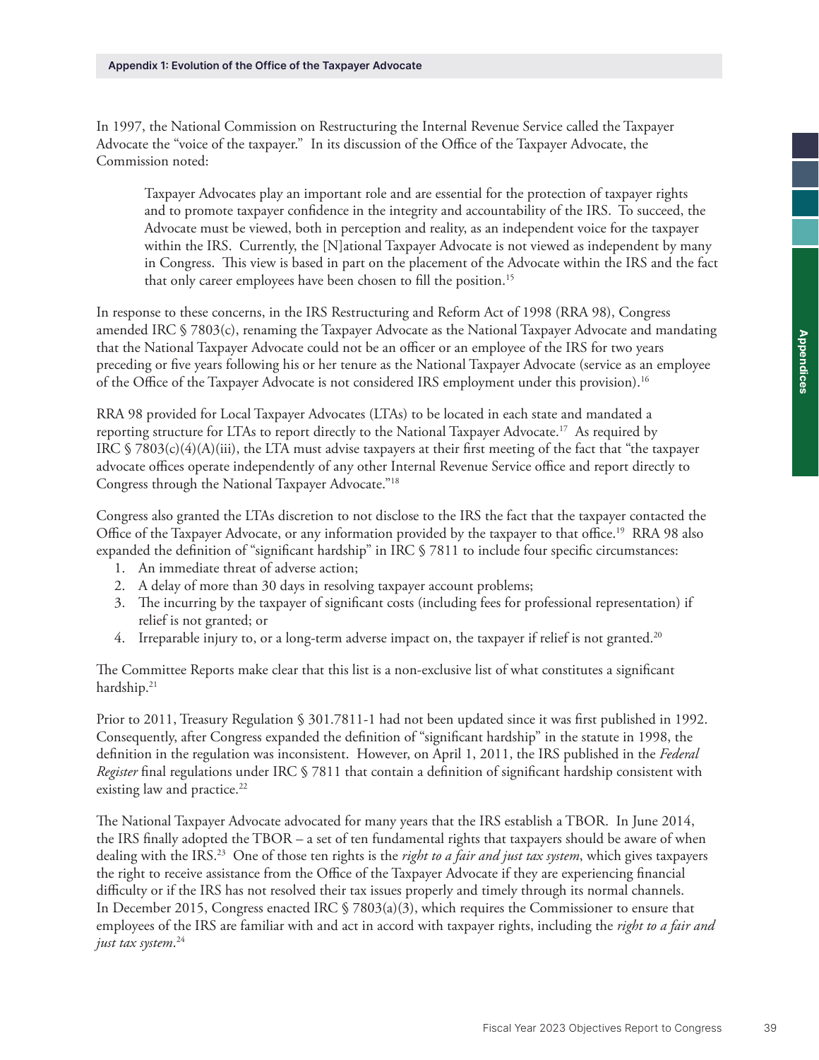In 1997, the National Commission on Restructuring the Internal Revenue Service called the Taxpayer Advocate the "voice of the taxpayer." In its discussion of the Office of the Taxpayer Advocate, the Commission noted:

> Taxpayer Advocates play an important role and are essential for the protection of taxpayer rights and to promote taxpayer confidence in the integrity and accountability of the IRS. To succeed, the Advocate must be viewed, both in perception and reality, as an independent voice for the taxpayer within the IRS. Currently, the [N]ational Taxpayer Advocate is not viewed as independent by many in Congress. This view is based in part on the placement of the Advocate within the IRS and the fact that only career employees have been chosen to fill the position.[15]

In response to these concerns, in the IRS Restructuring and Reform Act of 1998 (RRA 98), Congress amended IRC § 7803(c), renaming the Taxpayer Advocate as the National Taxpayer Advocate and mandating that the National Taxpayer Advocate could not be an officer or an employee of the IRS for two years preceding or five years following his or her tenure as the National Taxpayer Advocate (service as an employee of the Office of the Taxpayer Advocate is not considered IRS employment under this provision).[16]

RRA 98 provided for Local Taxpayer Advocates (LTAs) to be located in each state and mandated a reporting structure for LTAs to report directly to the National Taxpayer Advocate.[17] As required by IRC § 7803(c)(4)(A)(iii), the LTA must advise taxpayers at their first meeting of the fact that "the taxpayer advocate offices operate independently of any other Internal Revenue Service office and report directly to Congress through the National Taxpayer Advocate."[18]

Congress also granted the LTAs discretion to not disclose to the IRS the fact that the taxpayer contacted the Office of the Taxpayer Advocate, or any information provided by the taxpayer to that office.[19] RRA 98 also expanded the definition of "significant hardship" in IRC § 7811 to include four specific circumstances:

1. An immediate threat of adverse action;
2. A delay of more than 30 days in resolving taxpayer account problems;
3. The incurring by the taxpayer of significant costs (including fees for professional representation) if relief is not granted; or
4. Irreparable injury to, or a long-term adverse impact on, the taxpayer if relief is not granted.[20]

The Committee Reports make clear that this list is a non-exclusive list of what constitutes a significant hardship.[21]

Prior to 2011, Treasury Regulation § 301.7811-1 had not been updated since it was first published in 1992. Consequently, after Congress expanded the definition of "significant hardship" in the statute in 1998, the definition in the regulation was inconsistent. However, on April 1, 2011, the IRS published in the *Federal Register* final regulations under IRC § 7811 that contain a definition of significant hardship consistent with existing law and practice.[22]

The National Taxpayer Advocate advocated for many years that the IRS establish a TBOR. In June 2014, the IRS finally adopted the TBOR – a set of ten fundamental rights that taxpayers should be aware of when dealing with the IRS.[23] One of those ten rights is the *right to a fair and just tax system*, which gives taxpayers the right to receive assistance from the Office of the Taxpayer Advocate if they are experiencing financial difficulty or if the IRS has not resolved their tax issues properly and timely through its normal channels. In December 2015, Congress enacted IRC § 7803(a)(3), which requires the Commissioner to ensure that employees of the IRS are familiar with and act in accord with taxpayer rights, including the *right to a fair and just tax system*.[24]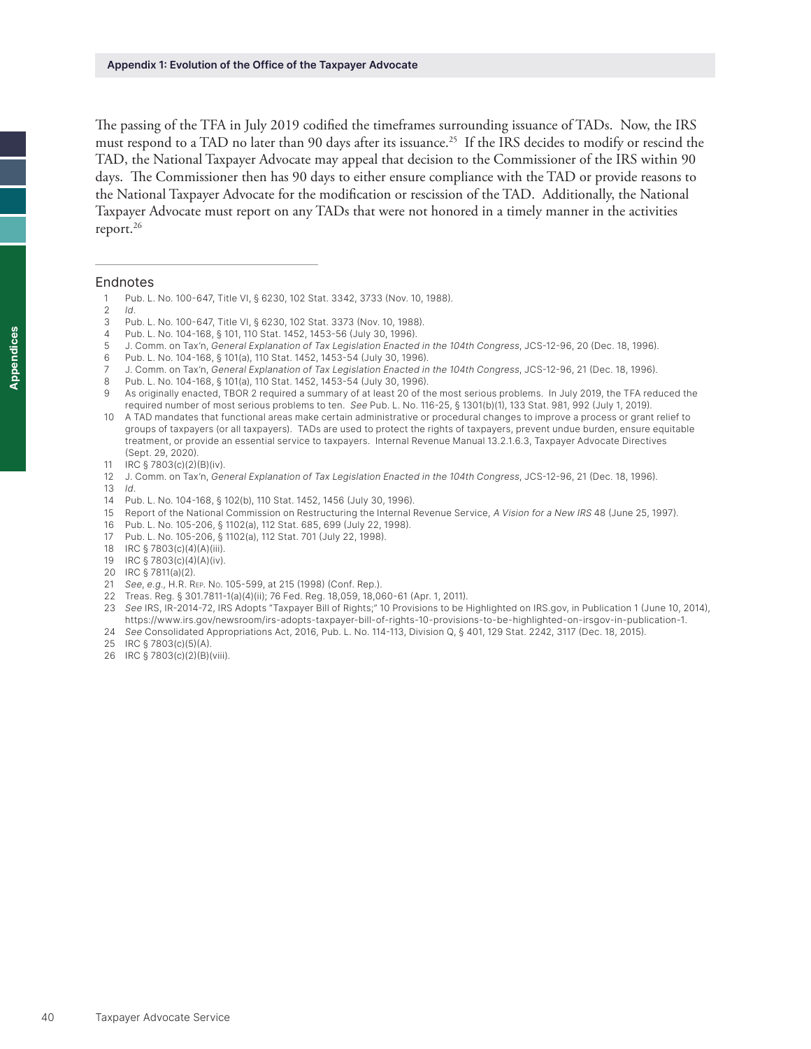The passing of the TFA in July 2019 codified the timeframes surrounding issuance of TADs. Now, the IRS must respond to a TAD no later than 90 days after its issuance.[25] If the IRS decides to modify or rescind the TAD, the National Taxpayer Advocate may appeal that decision to the Commissioner of the IRS within 90 days. The Commissioner then has 90 days to either ensure compliance with the TAD or provide reasons to the National Taxpayer Advocate for the modification or rescission of the TAD. Additionally, the National Taxpayer Advocate must report on any TADs that were not honored in a timely manner in the activities report.[26]

## Endnotes

1. Pub. L. No. 100-647, Title VI, § 6230, 102 Stat. 3342, 3733 (Nov. 10, 1988).
2. *Id*.
3. Pub. L. No. 100-647, Title VI, § 6230, 102 Stat. 3373 (Nov. 10, 1988).
4. Pub. L. No. 104-168, § 101, 110 Stat. 1452, 1453-56 (July 30, 1996).
5. J. Comm. on Tax'n, *General Explanation of Tax Legislation Enacted in the 104th Congress*, JCS-12-96, 20 (Dec. 18, 1996).
6. Pub. L. No. 104-168, § 101(a), 110 Stat. 1452, 1453-54 (July 30, 1996).
7. J. Comm. on Tax'n, *General Explanation of Tax Legislation Enacted in the 104th Congress*, JCS-12-96, 21 (Dec. 18, 1996).
8. Pub. L. No. 104-168, § 101(a), 110 Stat. 1452, 1453-54 (July 30, 1996).
9. As originally enacted, TBOR 2 required a summary of at least 20 of the most serious problems. In July 2019, the TFA reduced the required number of most serious problems to ten. *See* Pub. L. No. 116-25, § 1301(b)(1), 133 Stat. 981, 992 (July 1, 2019).
10. A TAD mandates that functional areas make certain administrative or procedural changes to improve a process or grant relief to groups of taxpayers (or all taxpayers). TADs are used to protect the rights of taxpayers, prevent undue burden, ensure equitable treatment, or provide an essential service to taxpayers. Internal Revenue Manual 13.2.1.6.3, Taxpayer Advocate Directives (Sept. 29, 2020).
11. IRC § 7803(c)(2)(B)(iv).
12. J. Comm. on Tax'n, *General Explanation of Tax Legislation Enacted in the 104th Congress*, JCS-12-96, 21 (Dec. 18, 1996).
13. *Id*.
14. Pub. L. No. 104-168, § 102(b), 110 Stat. 1452, 1456 (July 30, 1996).
15. Report of the National Commission on Restructuring the Internal Revenue Service, *A Vision for a New IRS* 48 (June 25, 1997).
16. Pub. L. No. 105-206, § 1102(a), 112 Stat. 685, 699 (July 22, 1998).
17. Pub. L. No. 105-206, § 1102(a), 112 Stat. 701 (July 22, 1998).
18. IRC § 7803(c)(4)(A)(iii).
19. IRC § 7803(c)(4)(A)(iv).
20. IRC § 7811(a)(2).
21. *See*, *e.g.*, H.R. Rep. No. 105-599, at 215 (1998) (Conf. Rep.).
22. Treas. Reg. § 301.7811-1(a)(4)(ii); 76 Fed. Reg. 18,059, 18,060-61 (Apr. 1, 2011).
23. *See* IRS, IR-2014-72, IRS Adopts "Taxpayer Bill of Rights;" 10 Provisions to be Highlighted on IRS.gov, in Publication 1 (June 10, 2014), https://www.irs.gov/newsroom/irs-adopts-taxpayer-bill-of-rights-10-provisions-to-be-highlighted-on-irsgov-in-publication-1.
24. *See* Consolidated Appropriations Act, 2016, Pub. L. No. 114-113, Division Q, § 401, 129 Stat. 2242, 3117 (Dec. 18, 2015).
25. IRC § 7803(c)(5)(A).
26. IRC § 7803(c)(2)(B)(viii).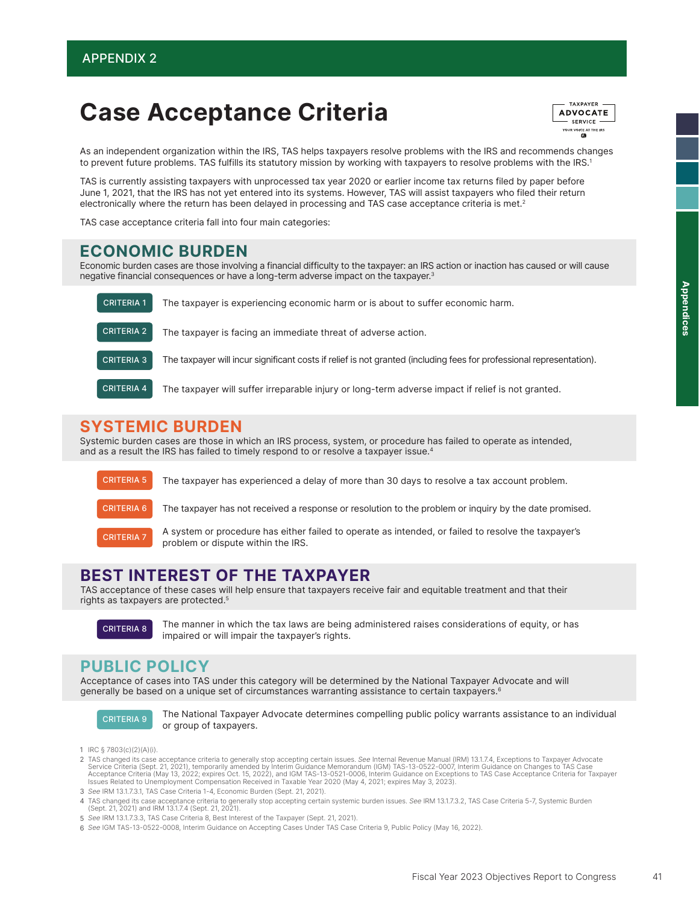APPENDIX 2

# Case Acceptance Criteria

As an independent organization within the IRS, TAS helps taxpayers resolve problems with the IRS and recommends changes to prevent future problems. TAS fulfills its statutory mission by working with taxpayers to resolve problems with the IRS.[1]

TAS is currently assisting taxpayers with unprocessed tax year 2020 or earlier income tax returns filed by paper before June 1, 2021, that the IRS has not yet entered into its systems. However, TAS will assist taxpayers who filed their return electronically where the return has been delayed in processing and TAS case acceptance criteria is met.[2]

TAS case acceptance criteria fall into four main categories:

## ECONOMIC BURDEN

Economic burden cases are those involving a financial difficulty to the taxpayer: an IRS action or inaction has caused or will cause negative financial consequences or have a long-term adverse impact on the taxpayer.[3]

**CRITERIA 1** The taxpayer is experiencing economic harm or is about to suffer economic harm.

**CRITERIA 2** The taxpayer is facing an immediate threat of adverse action.

**CRITERIA 3** The taxpayer will incur significant costs if relief is not granted (including fees for professional representation).

**CRITERIA 4** The taxpayer will suffer irreparable injury or long-term adverse impact if relief is not granted.

## SYSTEMIC BURDEN

Systemic burden cases are those in which an IRS process, system, or procedure has failed to operate as intended, and as a result the IRS has failed to timely respond to or resolve a taxpayer issue.[4]

**CRITERIA 5** The taxpayer has experienced a delay of more than 30 days to resolve a tax account problem.

**CRITERIA 6** The taxpayer has not received a response or resolution to the problem or inquiry by the date promised.

**CRITERIA 7** A system or procedure has either failed to operate as intended, or failed to resolve the taxpayer's problem or dispute within the IRS.

## BEST INTEREST OF THE TAXPAYER

TAS acceptance of these cases will help ensure that taxpayers receive fair and equitable treatment and that their rights as taxpayers are protected.[5]

**CRITERIA 8** The manner in which the tax laws are being administered raises considerations of equity, or has impaired or will impair the taxpayer's rights.

## PUBLIC POLICY

Acceptance of cases into TAS under this category will be determined by the National Taxpayer Advocate and will generally be based on a unique set of circumstances warranting assistance to certain taxpayers.[6]

**CRITERIA 9** The National Taxpayer Advocate determines compelling public policy warrants assistance to an individual or group of taxpayers.

---

1 IRC § 7803(c)(2)(A)(i).

2 TAS changed its case acceptance criteria to generally stop accepting certain issues. *See* Internal Revenue Manual (IRM) 13.1.7.4, Exceptions to Taxpayer Advocate Service Criteria (Sept. 21, 2021), temporarily amended by Interim Guidance Memorandum (IGM) TAS-13-0522-0007, Interim Guidance on Changes to TAS Case Acceptance Criteria (May 13, 2022; expires Oct. 15, 2022), and IGM TAS-13-0521-0006, Interim Guidance on Exceptions to TAS Case Acceptance Criteria for Taxpayer Issues Related to Unemployment Compensation Received in Taxable Year 2020 (May 4, 2021; expires May 3, 2023).

3 *See* IRM 13.1.7.3.1, TAS Case Criteria 1-4, Economic Burden (Sept. 21, 2021).

4 TAS changed its case acceptance criteria to generally stop accepting certain systemic burden issues. *See* IRM 13.1.7.3.2, TAS Case Criteria 5-7, Systemic Burden (Sept. 21, 2021) and IRM 13.1.7.4 (Sept. 21, 2021).

5 *See* IRM 13.1.7.3.3, TAS Case Criteria 8, Best Interest of the Taxpayer (Sept. 21, 2021).

6 *See* IGM TAS-13-0522-0008, Interim Guidance on Accepting Cases Under TAS Case Criteria 9, Public Policy (May 16, 2022).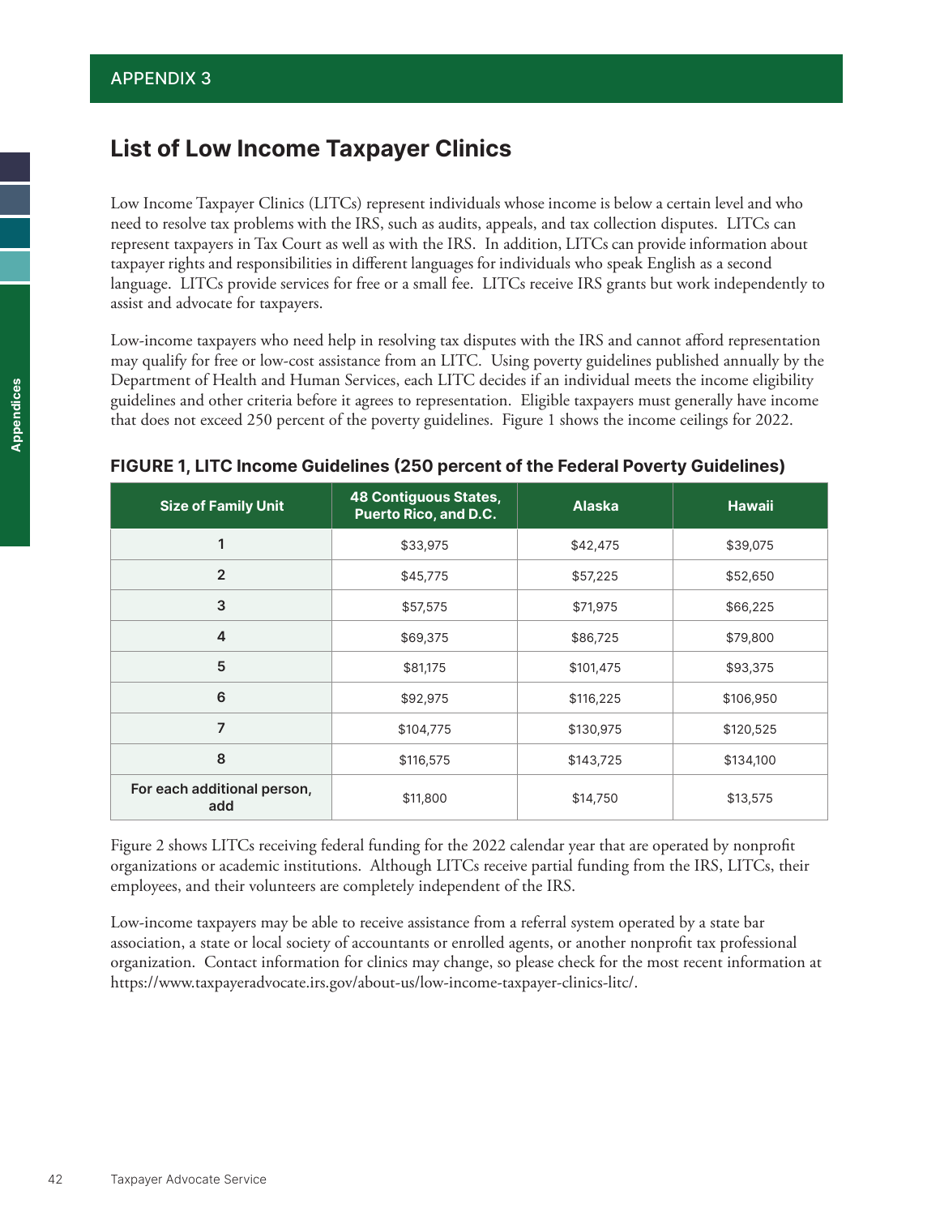## APPENDIX 3

# List of Low Income Taxpayer Clinics

Low Income Taxpayer Clinics (LITCs) represent individuals whose income is below a certain level and who need to resolve tax problems with the IRS, such as audits, appeals, and tax collection disputes. LITCs can represent taxpayers in Tax Court as well as with the IRS. In addition, LITCs can provide information about taxpayer rights and responsibilities in different languages for individuals who speak English as a second language. LITCs provide services for free or a small fee. LITCs receive IRS grants but work independently to assist and advocate for taxpayers.

Low-income taxpayers who need help in resolving tax disputes with the IRS and cannot afford representation may qualify for free or low-cost assistance from an LITC. Using poverty guidelines published annually by the Department of Health and Human Services, each LITC decides if an individual meets the income eligibility guidelines and other criteria before it agrees to representation. Eligible taxpayers must generally have income that does not exceed 250 percent of the poverty guidelines. Figure 1 shows the income ceilings for 2022.

**FIGURE 1, LITC Income Guidelines (250 percent of the Federal Poverty Guidelines)**

| Size of Family Unit | 48 Contiguous States, Puerto Rico, and D.C. | Alaska | Hawaii |
|---|---|---|---|
| 1 | $33,975 | $42,475 | $39,075 |
| 2 | $45,775 | $57,225 | $52,650 |
| 3 | $57,575 | $71,975 | $66,225 |
| 4 | $69,375 | $86,725 | $79,800 |
| 5 | $81,175 | $101,475 | $93,375 |
| 6 | $92,975 | $116,225 | $106,950 |
| 7 | $104,775 | $130,975 | $120,525 |
| 8 | $116,575 | $143,725 | $134,100 |
| For each additional person, add | $11,800 | $14,750 | $13,575 |

Figure 2 shows LITCs receiving federal funding for the 2022 calendar year that are operated by nonprofit organizations or academic institutions. Although LITCs receive partial funding from the IRS, LITCs, their employees, and their volunteers are completely independent of the IRS.

Low-income taxpayers may be able to receive assistance from a referral system operated by a state bar association, a state or local society of accountants or enrolled agents, or another nonprofit tax professional organization. Contact information for clinics may change, so please check for the most recent information at https://www.taxpayeradvocate.irs.gov/about-us/low-income-taxpayer-clinics-litc/.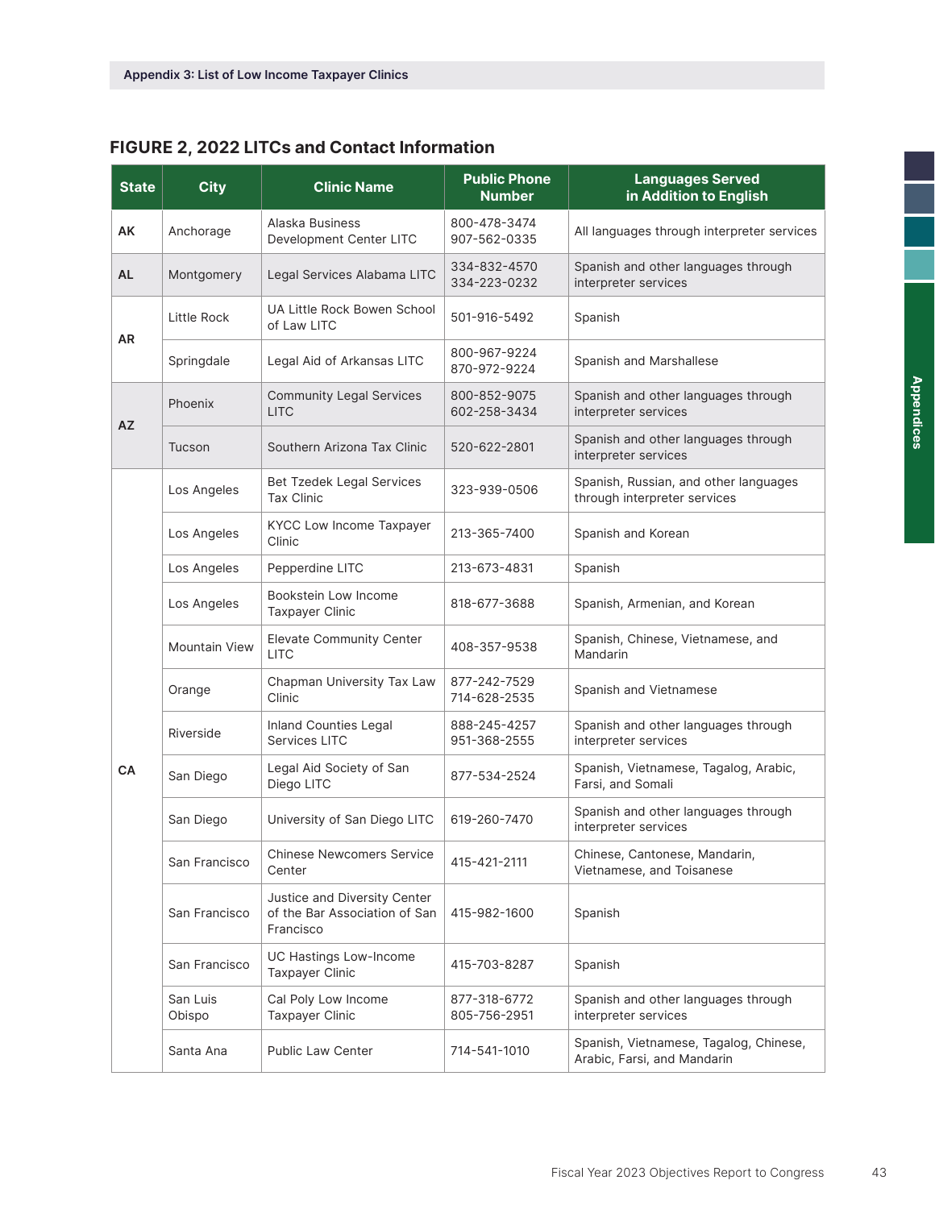## FIGURE 2, 2022 LITCs and Contact Information

| State | City | Clinic Name | Public Phone Number | Languages Served in Addition to English |
|---|---|---|---|---|
| AK | Anchorage | Alaska Business Development Center LITC | 800-478-3474 907-562-0335 | All languages through interpreter services |
| AL | Montgomery | Legal Services Alabama LITC | 334-832-4570 334-223-0232 | Spanish and other languages through interpreter services |
| AR | Little Rock | UA Little Rock Bowen School of Law LITC | 501-916-5492 | Spanish |
| | Springdale | Legal Aid of Arkansas LITC | 800-967-9224 870-972-9224 | Spanish and Marshallese |
| AZ | Phoenix | Community Legal Services LITC | 800-852-9075 602-258-3434 | Spanish and other languages through interpreter services |
| | Tucson | Southern Arizona Tax Clinic | 520-622-2801 | Spanish and other languages through interpreter services |
| CA | Los Angeles | Bet Tzedek Legal Services Tax Clinic | 323-939-0506 | Spanish, Russian, and other languages through interpreter services |
| | Los Angeles | KYCC Low Income Taxpayer Clinic | 213-365-7400 | Spanish and Korean |
| | Los Angeles | Pepperdine LITC | 213-673-4831 | Spanish |
| | Los Angeles | Bookstein Low Income Taxpayer Clinic | 818-677-3688 | Spanish, Armenian, and Korean |
| | Mountain View | Elevate Community Center LITC | 408-357-9538 | Spanish, Chinese, Vietnamese, and Mandarin |
| | Orange | Chapman University Tax Law Clinic | 877-242-7529 714-628-2535 | Spanish and Vietnamese |
| | Riverside | Inland Counties Legal Services LITC | 888-245-4257 951-368-2555 | Spanish and other languages through interpreter services |
| | San Diego | Legal Aid Society of San Diego LITC | 877-534-2524 | Spanish, Vietnamese, Tagalog, Arabic, Farsi, and Somali |
| | San Diego | University of San Diego LITC | 619-260-7470 | Spanish and other languages through interpreter services |
| | San Francisco | Chinese Newcomers Service Center | 415-421-2111 | Chinese, Cantonese, Mandarin, Vietnamese, and Toisanese |
| | San Francisco | Justice and Diversity Center of the Bar Association of San Francisco | 415-982-1600 | Spanish |
| | San Francisco | UC Hastings Low-Income Taxpayer Clinic | 415-703-8287 | Spanish |
| | San Luis Obispo | Cal Poly Low Income Taxpayer Clinic | 877-318-6772 805-756-2951 | Spanish and other languages through interpreter services |
| | Santa Ana | Public Law Center | 714-541-1010 | Spanish, Vietnamese, Tagalog, Chinese, Arabic, Farsi, and Mandarin |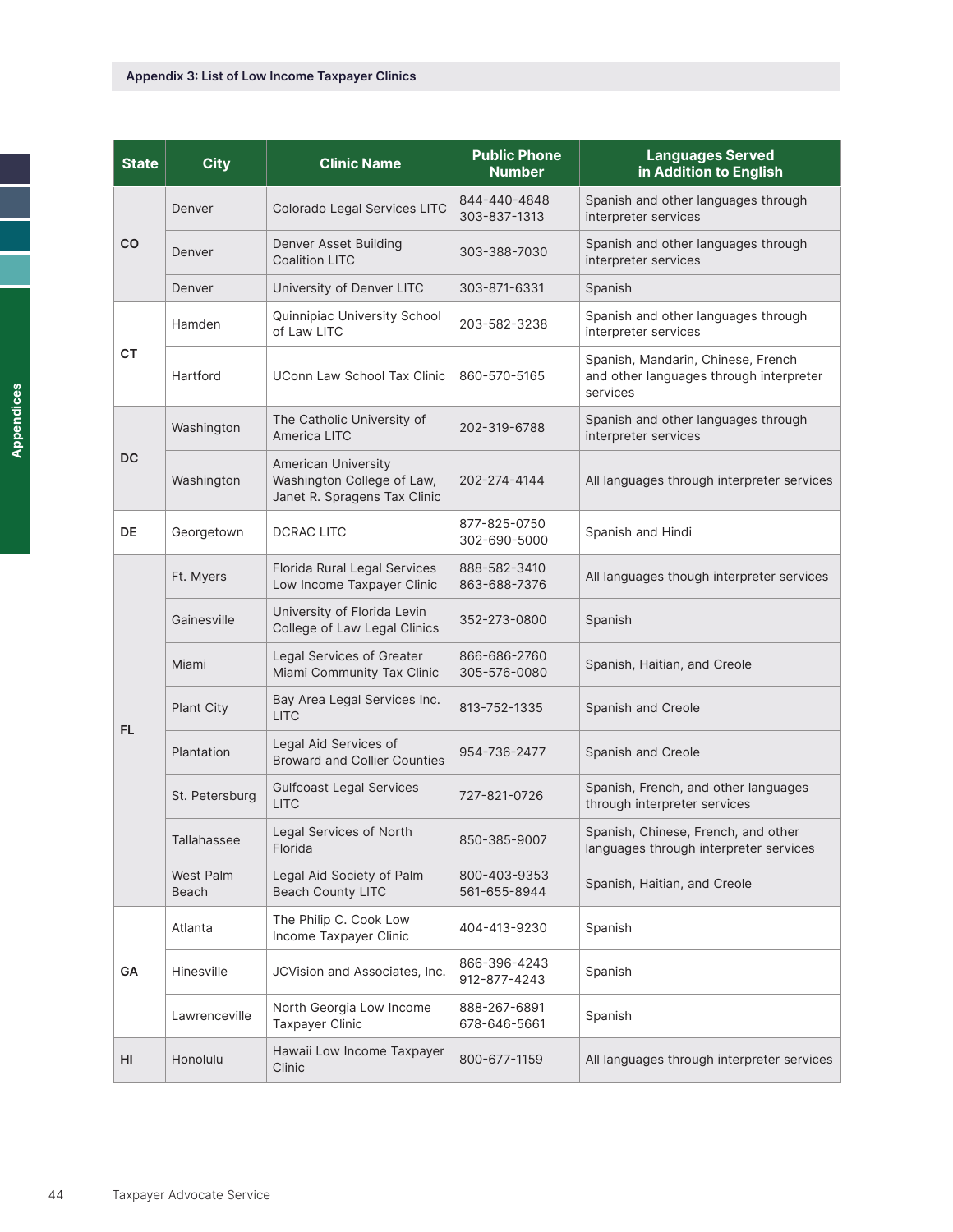## Appendix 3: List of Low Income Taxpayer Clinics

| State | City | Clinic Name | Public Phone Number | Languages Served in Addition to English |
|---|---|---|---|---|
| CO | Denver | Colorado Legal Services LITC | 844-440-4848<br>303-837-1313 | Spanish and other languages through interpreter services |
| | Denver | Denver Asset Building Coalition LITC | 303-388-7030 | Spanish and other languages through interpreter services |
| | Denver | University of Denver LITC | 303-871-6331 | Spanish |
| CT | Hamden | Quinnipiac University School of Law LITC | 203-582-3238 | Spanish and other languages through interpreter services |
| | Hartford | UConn Law School Tax Clinic | 860-570-5165 | Spanish, Mandarin, Chinese, French and other languages through interpreter services |
| DC | Washington | The Catholic University of America LITC | 202-319-6788 | Spanish and other languages through interpreter services |
| | Washington | American University Washington College of Law, Janet R. Spragens Tax Clinic | 202-274-4144 | All languages through interpreter services |
| DE | Georgetown | DCRAC LITC | 877-825-0750<br>302-690-5000 | Spanish and Hindi |
| FL | Ft. Myers | Florida Rural Legal Services Low Income Taxpayer Clinic | 888-582-3410<br>863-688-7376 | All languages though interpreter services |
| | Gainesville | University of Florida Levin College of Law Legal Clinics | 352-273-0800 | Spanish |
| | Miami | Legal Services of Greater Miami Community Tax Clinic | 866-686-2760<br>305-576-0080 | Spanish, Haitian, and Creole |
| | Plant City | Bay Area Legal Services Inc. LITC | 813-752-1335 | Spanish and Creole |
| | Plantation | Legal Aid Services of Broward and Collier Counties | 954-736-2477 | Spanish and Creole |
| | St. Petersburg | Gulfcoast Legal Services LITC | 727-821-0726 | Spanish, French, and other languages through interpreter services |
| | Tallahassee | Legal Services of North Florida | 850-385-9007 | Spanish, Chinese, French, and other languages through interpreter services |
| | West Palm Beach | Legal Aid Society of Palm Beach County LITC | 800-403-9353<br>561-655-8944 | Spanish, Haitian, and Creole |
| GA | Atlanta | The Philip C. Cook Low Income Taxpayer Clinic | 404-413-9230 | Spanish |
| | Hinesville | JCVision and Associates, Inc. | 866-396-4243<br>912-877-4243 | Spanish |
| | Lawrenceville | North Georgia Low Income Taxpayer Clinic | 888-267-6891<br>678-646-5661 | Spanish |
| HI | Honolulu | Hawaii Low Income Taxpayer Clinic | 800-677-1159 | All languages through interpreter services |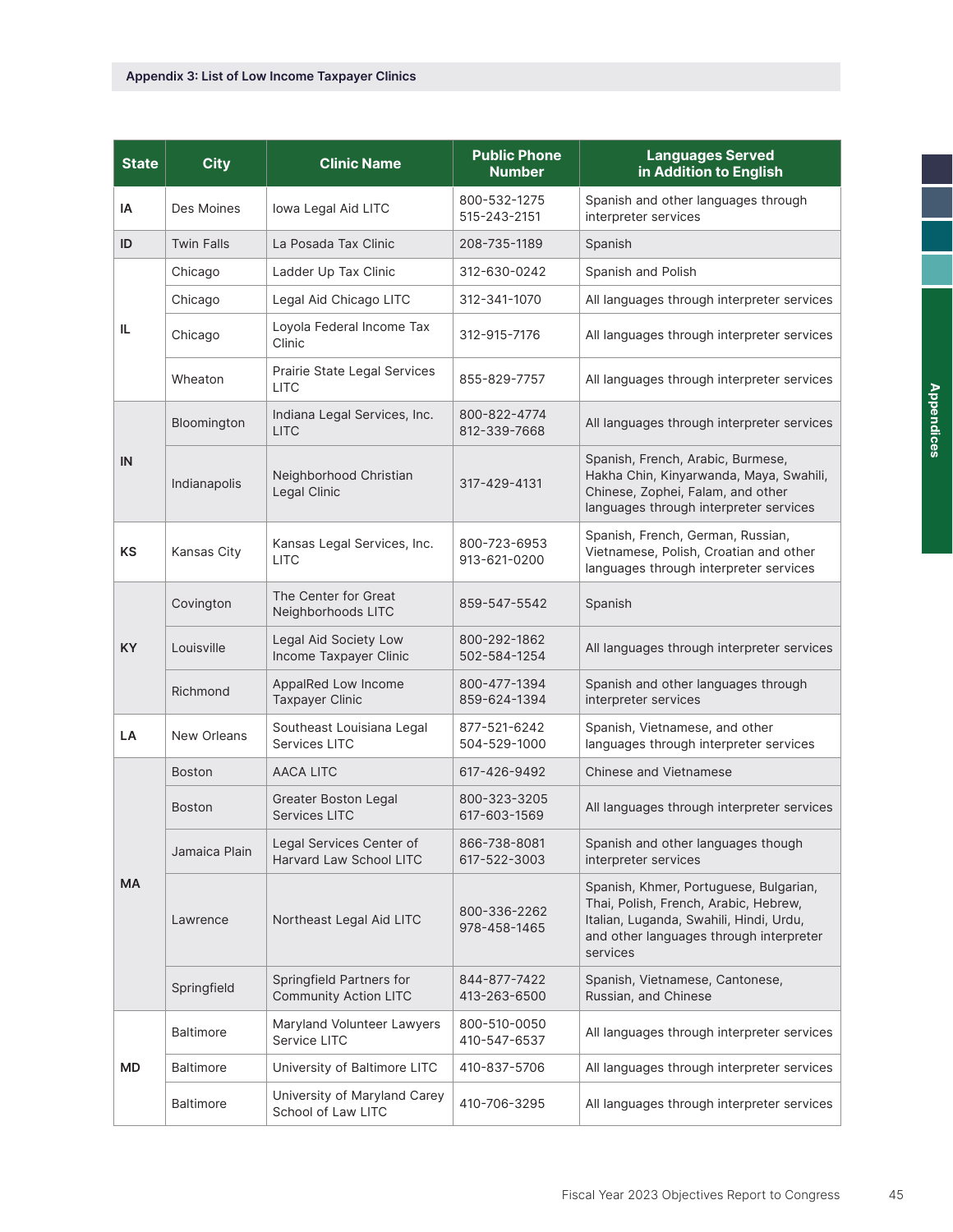## Appendix 3: List of Low Income Taxpayer Clinics

| State | City | Clinic Name | Public Phone Number | Languages Served in Addition to English |
|---|---|---|---|---|
| IA | Des Moines | Iowa Legal Aid LITC | 800-532-1275<br>515-243-2151 | Spanish and other languages through interpreter services |
| ID | Twin Falls | La Posada Tax Clinic | 208-735-1189 | Spanish |
| IL | Chicago | Ladder Up Tax Clinic | 312-630-0242 | Spanish and Polish |
| | Chicago | Legal Aid Chicago LITC | 312-341-1070 | All languages through interpreter services |
| | Chicago | Loyola Federal Income Tax Clinic | 312-915-7176 | All languages through interpreter services |
| | Wheaton | Prairie State Legal Services LITC | 855-829-7757 | All languages through interpreter services |
| IN | Bloomington | Indiana Legal Services, Inc. LITC | 800-822-4774<br>812-339-7668 | All languages through interpreter services |
| | Indianapolis | Neighborhood Christian Legal Clinic | 317-429-4131 | Spanish, French, Arabic, Burmese, Hakha Chin, Kinyarwanda, Maya, Swahili, Chinese, Zophei, Falam, and other languages through interpreter services |
| KS | Kansas City | Kansas Legal Services, Inc. LITC | 800-723-6953<br>913-621-0200 | Spanish, French, German, Russian, Vietnamese, Polish, Croatian and other languages through interpreter services |
| KY | Covington | The Center for Great Neighborhoods LITC | 859-547-5542 | Spanish |
| | Louisville | Legal Aid Society Low Income Taxpayer Clinic | 800-292-1862<br>502-584-1254 | All languages through interpreter services |
| | Richmond | AppalRed Low Income Taxpayer Clinic | 800-477-1394<br>859-624-1394 | Spanish and other languages through interpreter services |
| LA | New Orleans | Southeast Louisiana Legal Services LITC | 877-521-6242<br>504-529-1000 | Spanish, Vietnamese, and other languages through interpreter services |
| MA | Boston | AACA LITC | 617-426-9492 | Chinese and Vietnamese |
| | Boston | Greater Boston Legal Services LITC | 800-323-3205<br>617-603-1569 | All languages through interpreter services |
| | Jamaica Plain | Legal Services Center of Harvard Law School LITC | 866-738-8081<br>617-522-3003 | Spanish and other languages though interpreter services |
| | Lawrence | Northeast Legal Aid LITC | 800-336-2262<br>978-458-1465 | Spanish, Khmer, Portuguese, Bulgarian, Thai, Polish, French, Arabic, Hebrew, Italian, Luganda, Swahili, Hindi, Urdu, and other languages through interpreter services |
| | Springfield | Springfield Partners for Community Action LITC | 844-877-7422<br>413-263-6500 | Spanish, Vietnamese, Cantonese, Russian, and Chinese |
| MD | Baltimore | Maryland Volunteer Lawyers Service LITC | 800-510-0050<br>410-547-6537 | All languages through interpreter services |
| | Baltimore | University of Baltimore LITC | 410-837-5706 | All languages through interpreter services |
| | Baltimore | University of Maryland Carey School of Law LITC | 410-706-3295 | All languages through interpreter services |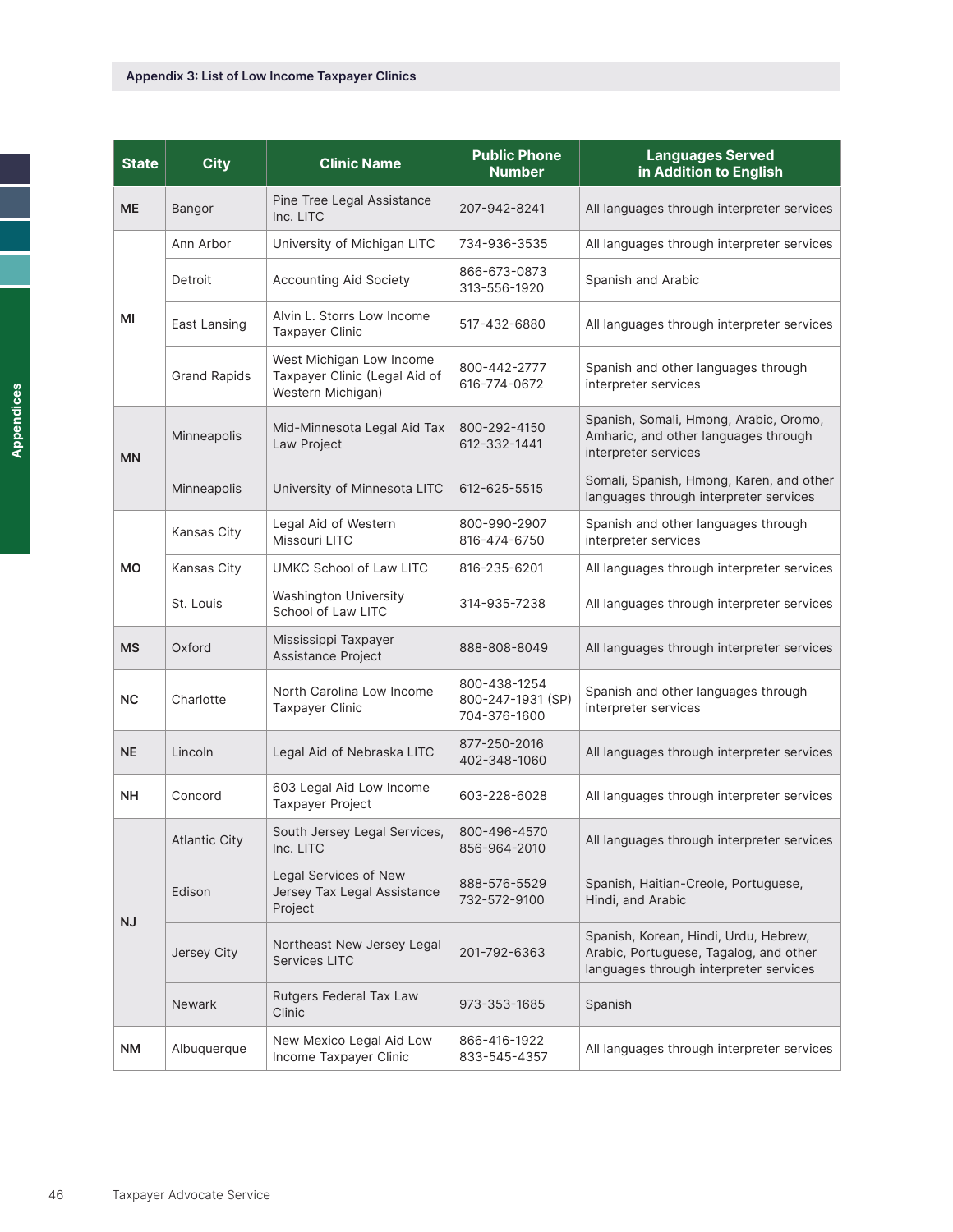**Appendix 3: List of Low Income Taxpayer Clinics**

| State | City | Clinic Name | Public Phone Number | Languages Served in Addition to English |
|---|---|---|---|---|
| ME | Bangor | Pine Tree Legal Assistance Inc. LITC | 207-942-8241 | All languages through interpreter services |
| MI | Ann Arbor | University of Michigan LITC | 734-936-3535 | All languages through interpreter services |
| | Detroit | Accounting Aid Society | 866-673-0873<br>313-556-1920 | Spanish and Arabic |
| | East Lansing | Alvin L. Storrs Low Income Taxpayer Clinic | 517-432-6880 | All languages through interpreter services |
| | Grand Rapids | West Michigan Low Income Taxpayer Clinic (Legal Aid of Western Michigan) | 800-442-2777<br>616-774-0672 | Spanish and other languages through interpreter services |
| MN | Minneapolis | Mid-Minnesota Legal Aid Tax Law Project | 800-292-4150<br>612-332-1441 | Spanish, Somali, Hmong, Arabic, Oromo, Amharic, and other languages through interpreter services |
| | Minneapolis | University of Minnesota LITC | 612-625-5515 | Somali, Spanish, Hmong, Karen, and other languages through interpreter services |
| MO | Kansas City | Legal Aid of Western Missouri LITC | 800-990-2907<br>816-474-6750 | Spanish and other languages through interpreter services |
| | Kansas City | UMKC School of Law LITC | 816-235-6201 | All languages through interpreter services |
| | St. Louis | Washington University School of Law LITC | 314-935-7238 | All languages through interpreter services |
| MS | Oxford | Mississippi Taxpayer Assistance Project | 888-808-8049 | All languages through interpreter services |
| NC | Charlotte | North Carolina Low Income Taxpayer Clinic | 800-438-1254<br>800-247-1931 (SP)<br>704-376-1600 | Spanish and other languages through interpreter services |
| NE | Lincoln | Legal Aid of Nebraska LITC | 877-250-2016<br>402-348-1060 | All languages through interpreter services |
| NH | Concord | 603 Legal Aid Low Income Taxpayer Project | 603-228-6028 | All languages through interpreter services |
| NJ | Atlantic City | South Jersey Legal Services, Inc. LITC | 800-496-4570<br>856-964-2010 | All languages through interpreter services |
| | Edison | Legal Services of New Jersey Tax Legal Assistance Project | 888-576-5529<br>732-572-9100 | Spanish, Haitian-Creole, Portuguese, Hindi, and Arabic |
| | Jersey City | Northeast New Jersey Legal Services LITC | 201-792-6363 | Spanish, Korean, Hindi, Urdu, Hebrew, Arabic, Portuguese, Tagalog, and other languages through interpreter services |
| | Newark | Rutgers Federal Tax Law Clinic | 973-353-1685 | Spanish |
| NM | Albuquerque | New Mexico Legal Aid Low Income Taxpayer Clinic | 866-416-1922<br>833-545-4357 | All languages through interpreter services |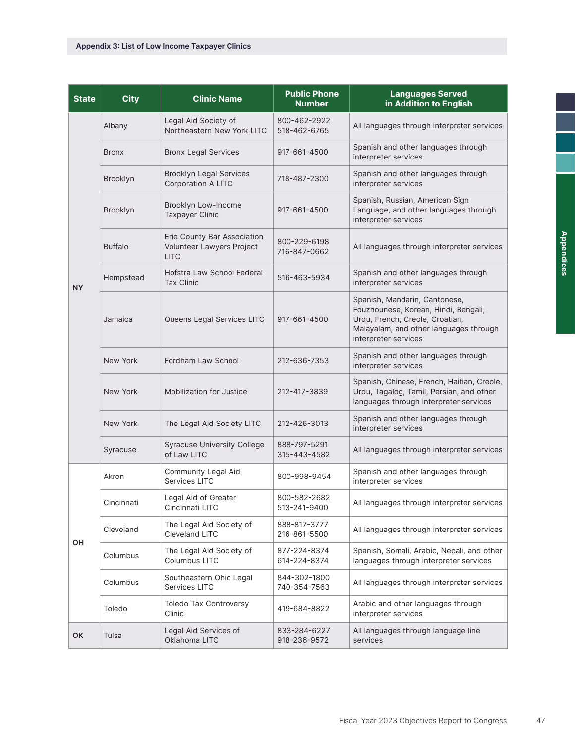## Appendix 3: List of Low Income Taxpayer Clinics

| State | City | Clinic Name | Public Phone Number | Languages Served in Addition to English |
|---|---|---|---|---|
| NY | Albany | Legal Aid Society of Northeastern New York LITC | 800-462-2922<br>518-462-6765 | All languages through interpreter services |
| | Bronx | Bronx Legal Services | 917-661-4500 | Spanish and other languages through interpreter services |
| | Brooklyn | Brooklyn Legal Services Corporation A LITC | 718-487-2300 | Spanish and other languages through interpreter services |
| | Brooklyn | Brooklyn Low-Income Taxpayer Clinic | 917-661-4500 | Spanish, Russian, American Sign Language, and other languages through interpreter services |
| | Buffalo | Erie County Bar Association Volunteer Lawyers Project LITC | 800-229-6198<br>716-847-0662 | All languages through interpreter services |
| | Hempstead | Hofstra Law School Federal Tax Clinic | 516-463-5934 | Spanish and other languages through interpreter services |
| | Jamaica | Queens Legal Services LITC | 917-661-4500 | Spanish, Mandarin, Cantonese, Fouzhounese, Korean, Hindi, Bengali, Urdu, French, Creole, Croatian, Malayalam, and other languages through interpreter services |
| | New York | Fordham Law School | 212-636-7353 | Spanish and other languages through interpreter services |
| | New York | Mobilization for Justice | 212-417-3839 | Spanish, Chinese, French, Haitian, Creole, Urdu, Tagalog, Tamil, Persian, and other languages through interpreter services |
| | New York | The Legal Aid Society LITC | 212-426-3013 | Spanish and other languages through interpreter services |
| | Syracuse | Syracuse University College of Law LITC | 888-797-5291<br>315-443-4582 | All languages through interpreter services |
| OH | Akron | Community Legal Aid Services LITC | 800-998-9454 | Spanish and other languages through interpreter services |
| | Cincinnati | Legal Aid of Greater Cincinnati LITC | 800-582-2682<br>513-241-9400 | All languages through interpreter services |
| | Cleveland | The Legal Aid Society of Cleveland LITC | 888-817-3777<br>216-861-5500 | All languages through interpreter services |
| | Columbus | The Legal Aid Society of Columbus LITC | 877-224-8374<br>614-224-8374 | Spanish, Somali, Arabic, Nepali, and other languages through interpreter services |
| | Columbus | Southeastern Ohio Legal Services LITC | 844-302-1800<br>740-354-7563 | All languages through interpreter services |
| | Toledo | Toledo Tax Controversy Clinic | 419-684-8822 | Arabic and other languages through interpreter services |
| OK | Tulsa | Legal Aid Services of Oklahoma LITC | 833-284-6227<br>918-236-9572 | All languages through language line services |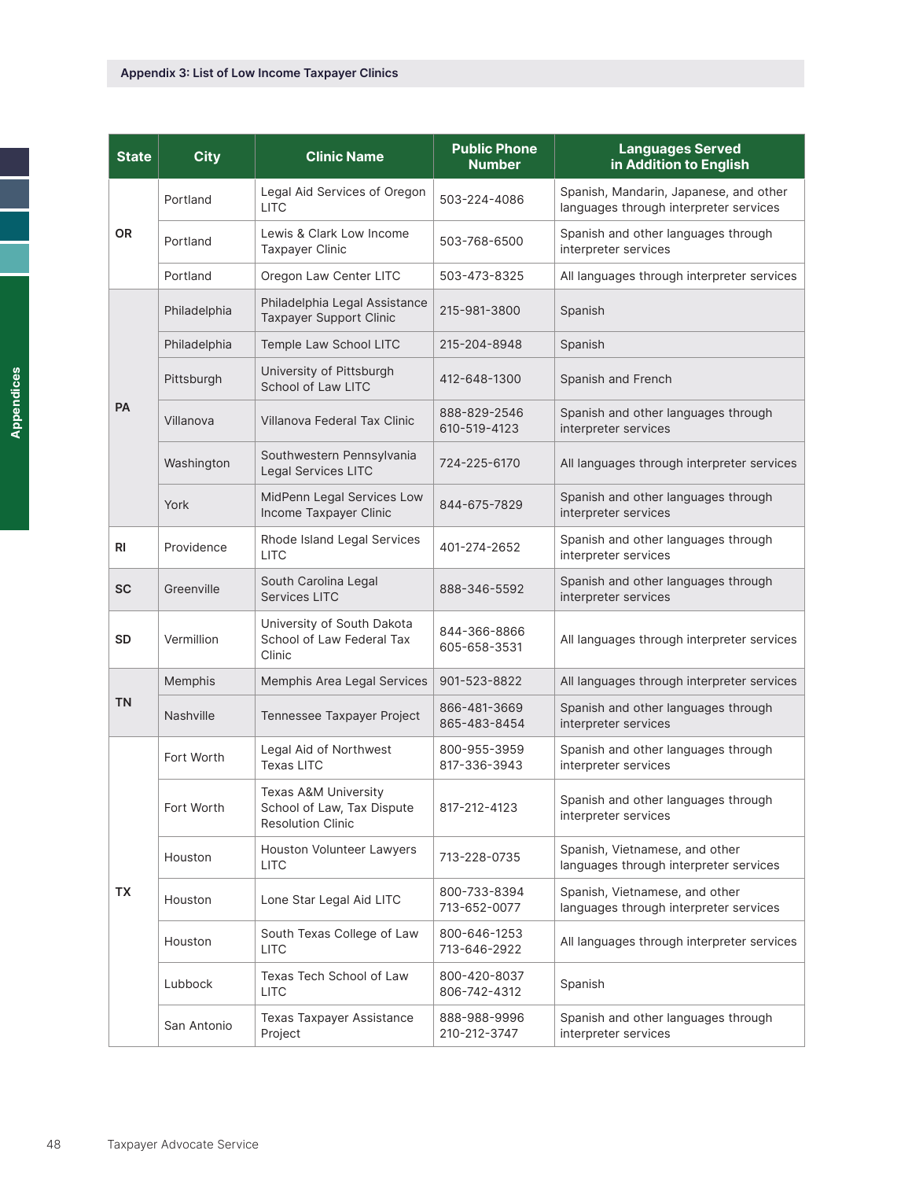Appendix 3: List of Low Income Taxpayer Clinics

| State | City | Clinic Name | Public Phone Number | Languages Served in Addition to English |
|---|---|---|---|---|
| OR | Portland | Legal Aid Services of Oregon LITC | 503-224-4086 | Spanish, Mandarin, Japanese, and other languages through interpreter services |
| | Portland | Lewis & Clark Low Income Taxpayer Clinic | 503-768-6500 | Spanish and other languages through interpreter services |
| | Portland | Oregon Law Center LITC | 503-473-8325 | All languages through interpreter services |
| PA | Philadelphia | Philadelphia Legal Assistance Taxpayer Support Clinic | 215-981-3800 | Spanish |
| | Philadelphia | Temple Law School LITC | 215-204-8948 | Spanish |
| | Pittsburgh | University of Pittsburgh School of Law LITC | 412-648-1300 | Spanish and French |
| | Villanova | Villanova Federal Tax Clinic | 888-829-2546 610-519-4123 | Spanish and other languages through interpreter services |
| | Washington | Southwestern Pennsylvania Legal Services LITC | 724-225-6170 | All languages through interpreter services |
| | York | MidPenn Legal Services Low Income Taxpayer Clinic | 844-675-7829 | Spanish and other languages through interpreter services |
| RI | Providence | Rhode Island Legal Services LITC | 401-274-2652 | Spanish and other languages through interpreter services |
| SC | Greenville | South Carolina Legal Services LITC | 888-346-5592 | Spanish and other languages through interpreter services |
| SD | Vermillion | University of South Dakota School of Law Federal Tax Clinic | 844-366-8866 605-658-3531 | All languages through interpreter services |
| TN | Memphis | Memphis Area Legal Services | 901-523-8822 | All languages through interpreter services |
| | Nashville | Tennessee Taxpayer Project | 866-481-3669 865-483-8454 | Spanish and other languages through interpreter services |
| TX | Fort Worth | Legal Aid of Northwest Texas LITC | 800-955-3959 817-336-3943 | Spanish and other languages through interpreter services |
| | Fort Worth | Texas A&M University School of Law, Tax Dispute Resolution Clinic | 817-212-4123 | Spanish and other languages through interpreter services |
| | Houston | Houston Volunteer Lawyers LITC | 713-228-0735 | Spanish, Vietnamese, and other languages through interpreter services |
| | Houston | Lone Star Legal Aid LITC | 800-733-8394 713-652-0077 | Spanish, Vietnamese, and other languages through interpreter services |
| | Houston | South Texas College of Law LITC | 800-646-1253 713-646-2922 | All languages through interpreter services |
| | Lubbock | Texas Tech School of Law LITC | 800-420-8037 806-742-4312 | Spanish |
| | San Antonio | Texas Taxpayer Assistance Project | 888-988-9996 210-212-3747 | Spanish and other languages through interpreter services |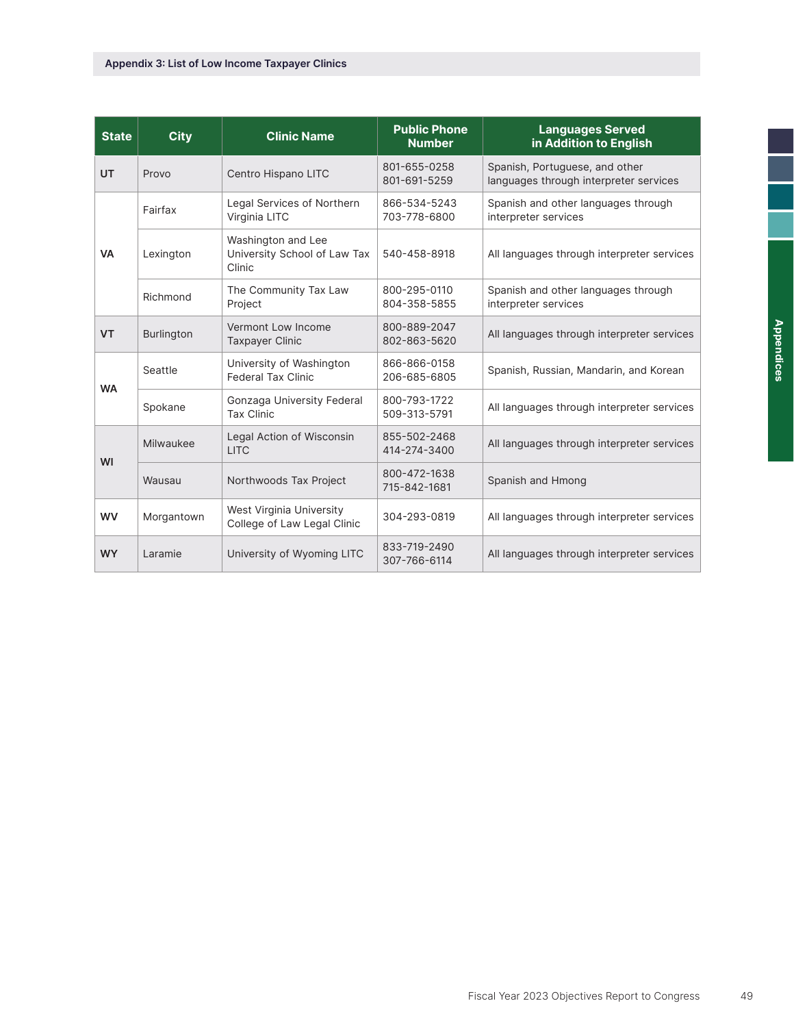Appendix 3: List of Low Income Taxpayer Clinics

| State | City | Clinic Name | Public Phone Number | Languages Served in Addition to English |
|---|---|---|---|---|
| UT | Provo | Centro Hispano LITC | 801-655-0258<br>801-691-5259 | Spanish, Portuguese, and other languages through interpreter services |
| VA | Fairfax | Legal Services of Northern Virginia LITC | 866-534-5243<br>703-778-6800 | Spanish and other languages through interpreter services |
| | Lexington | Washington and Lee University School of Law Tax Clinic | 540-458-8918 | All languages through interpreter services |
| | Richmond | The Community Tax Law Project | 800-295-0110<br>804-358-5855 | Spanish and other languages through interpreter services |
| VT | Burlington | Vermont Low Income Taxpayer Clinic | 800-889-2047<br>802-863-5620 | All languages through interpreter services |
| WA | Seattle | University of Washington Federal Tax Clinic | 866-866-0158<br>206-685-6805 | Spanish, Russian, Mandarin, and Korean |
| | Spokane | Gonzaga University Federal Tax Clinic | 800-793-1722<br>509-313-5791 | All languages through interpreter services |
| WI | Milwaukee | Legal Action of Wisconsin LITC | 855-502-2468<br>414-274-3400 | All languages through interpreter services |
| | Wausau | Northwoods Tax Project | 800-472-1638<br>715-842-1681 | Spanish and Hmong |
| WV | Morgantown | West Virginia University College of Law Legal Clinic | 304-293-0819 | All languages through interpreter services |
| WY | Laramie | University of Wyoming LITC | 833-719-2490<br>307-766-6114 | All languages through interpreter services |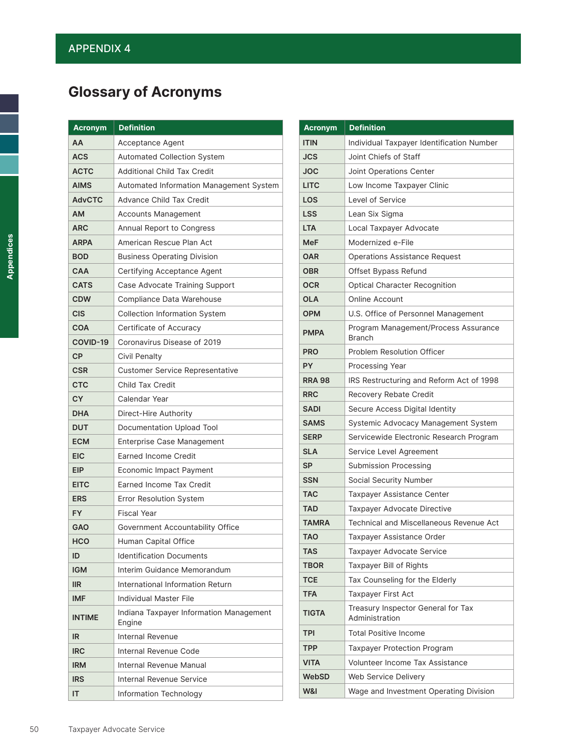APPENDIX 4

# Glossary of Acronyms

| Acronym | Definition |
|---|---|
| AA | Acceptance Agent |
| ACS | Automated Collection System |
| ACTC | Additional Child Tax Credit |
| AIMS | Automated Information Management System |
| AdvCTC | Advance Child Tax Credit |
| AM | Accounts Management |
| ARC | Annual Report to Congress |
| ARPA | American Rescue Plan Act |
| BOD | Business Operating Division |
| CAA | Certifying Acceptance Agent |
| CATS | Case Advocate Training Support |
| CDW | Compliance Data Warehouse |
| CIS | Collection Information System |
| COA | Certificate of Accuracy |
| COVID-19 | Coronavirus Disease of 2019 |
| CP | Civil Penalty |
| CSR | Customer Service Representative |
| CTC | Child Tax Credit |
| CY | Calendar Year |
| DHA | Direct-Hire Authority |
| DUT | Documentation Upload Tool |
| ECM | Enterprise Case Management |
| EIC | Earned Income Credit |
| EIP | Economic Impact Payment |
| EITC | Earned Income Tax Credit |
| ERS | Error Resolution System |
| FY | Fiscal Year |
| GAO | Government Accountability Office |
| HCO | Human Capital Office |
| ID | Identification Documents |
| IGM | Interim Guidance Memorandum |
| IIR | International Information Return |
| IMF | Individual Master File |
| INTIME | Indiana Taxpayer Information Management Engine |
| IR | Internal Revenue |
| IRC | Internal Revenue Code |
| IRM | Internal Revenue Manual |
| IRS | Internal Revenue Service |
| IT | Information Technology |
| ITIN | Individual Taxpayer Identification Number |
| JCS | Joint Chiefs of Staff |
| JOC | Joint Operations Center |
| LITC | Low Income Taxpayer Clinic |
| LOS | Level of Service |
| LSS | Lean Six Sigma |
| LTA | Local Taxpayer Advocate |
| MeF | Modernized e-File |
| OAR | Operations Assistance Request |
| OBR | Offset Bypass Refund |
| OCR | Optical Character Recognition |
| OLA | Online Account |
| OPM | U.S. Office of Personnel Management |
| PMPA | Program Management/Process Assurance Branch |
| PRO | Problem Resolution Officer |
| PY | Processing Year |
| RRA 98 | IRS Restructuring and Reform Act of 1998 |
| RRC | Recovery Rebate Credit |
| SADI | Secure Access Digital Identity |
| SAMS | Systemic Advocacy Management System |
| SERP | Servicewide Electronic Research Program |
| SLA | Service Level Agreement |
| SP | Submission Processing |
| SSN | Social Security Number |
| TAC | Taxpayer Assistance Center |
| TAD | Taxpayer Advocate Directive |
| TAMRA | Technical and Miscellaneous Revenue Act |
| TAO | Taxpayer Assistance Order |
| TAS | Taxpayer Advocate Service |
| TBOR | Taxpayer Bill of Rights |
| TCE | Tax Counseling for the Elderly |
| TFA | Taxpayer First Act |
| TIGTA | Treasury Inspector General for Tax Administration |
| TPI | Total Positive Income |
| TPP | Taxpayer Protection Program |
| VITA | Volunteer Income Tax Assistance |
| WebSD | Web Service Delivery |
| W&I | Wage and Investment Operating Division |